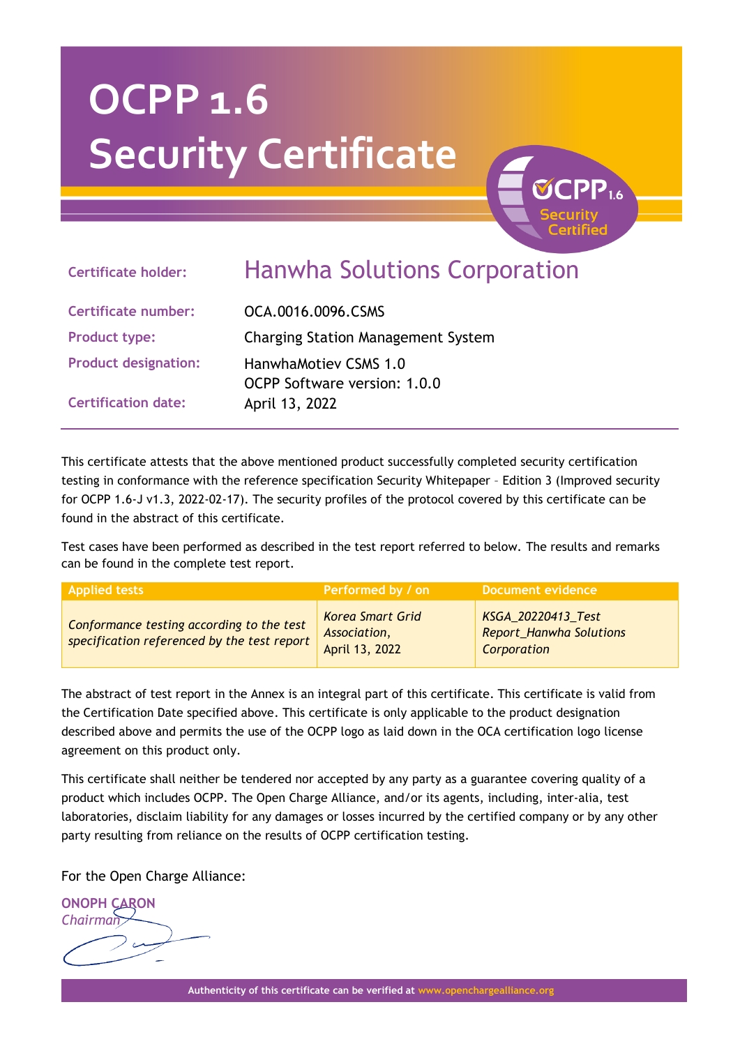# OCPP 1.6
# Security Certificate

OCPP 1.6 Security Certified

| | |
|---|---|
| **Certificate holder:** | Hanwha Solutions Corporation |
| **Certificate number:** | OCA.0016.0096.CSMS |
| **Product type:** | Charging Station Management System |
| **Product designation:** | HanwhaMotiev CSMS 1.0<br>OCPP Software version: 1.0.0 |
| **Certification date:** | April 13, 2022 |

This certificate attests that the above mentioned product successfully completed security certification testing in conformance with the reference specification Security Whitepaper – Edition 3 (Improved security for OCPP 1.6-J v1.3, 2022-02-17). The security profiles of the protocol covered by this certificate can be found in the abstract of this certificate.

Test cases have been performed as described in the test report referred to below. The results and remarks can be found in the complete test report.

| Applied tests | Performed by / on | Document evidence |
|---|---|---|
| *Conformance testing according to the test specification referenced by the test report* | *Korea Smart Grid Association, April 13, 2022* | *KSGA_20220413_Test Report_Hanwha Solutions Corporation* |

The abstract of test report in the Annex is an integral part of this certificate. This certificate is valid from the Certification Date specified above. This certificate is only applicable to the product designation described above and permits the use of the OCPP logo as laid down in the OCA certification logo license agreement on this product only.

This certificate shall neither be tendered nor accepted by any party as a guarantee covering quality of a product which includes OCPP. The Open Charge Alliance, and/or its agents, including, inter-alia, test laboratories, disclaim liability for any damages or losses incurred by the certified company or by any other party resulting from reliance on the results of OCPP certification testing.

For the Open Charge Alliance:

**ONOPH CARON**
*Chairman*

Authenticity of this certificate can be verified at www.openchargealliance.org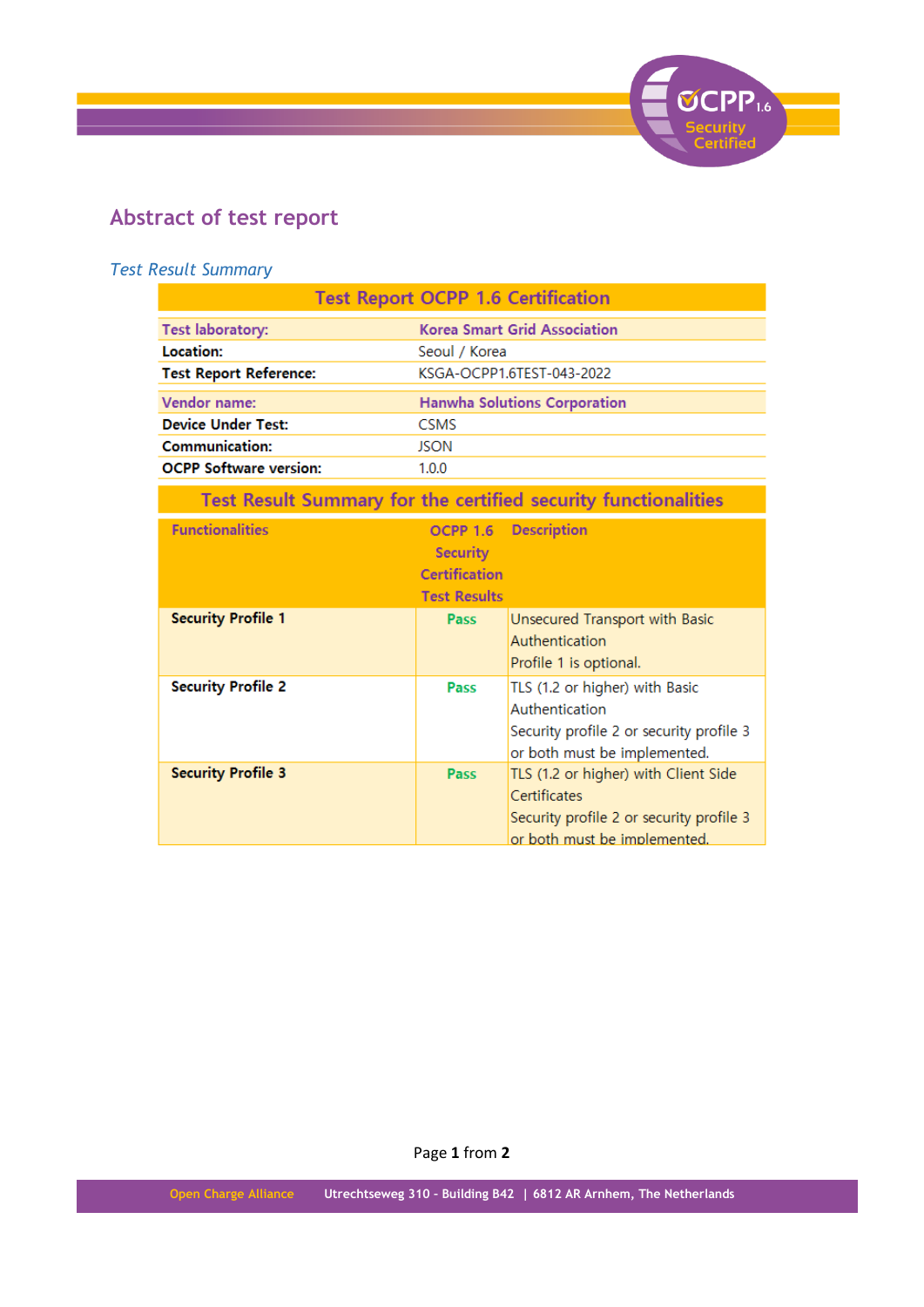## Abstract of test report

*Test Result Summary*

| Test Report OCPP 1.6 Certification | |
|---|---|
| Test laboratory: | Korea Smart Grid Association |
| Location: | Seoul / Korea |
| Test Report Reference: | KSGA-OCPP1.6TEST-043-2022 |
| Vendor name: | Hanwha Solutions Corporation |
| Device Under Test: | CSMS |
| Communication: | JSON |
| OCPP Software version: | 1.0.0 |

**Test Result Summary for the certified security functionalities**

| Functionalities | OCPP 1.6 Security Certification Test Results | Description |
|---|---|---|
| **Security Profile 1** | Pass | Unsecured Transport with Basic Authentication<br>Profile 1 is optional. |
| **Security Profile 2** | Pass | TLS (1.2 or higher) with Basic Authentication<br>Security profile 2 or security profile 3 or both must be implemented. |
| **Security Profile 3** | Pass | TLS (1.2 or higher) with Client Side Certificates<br>Security profile 2 or security profile 3 or both must be implemented. |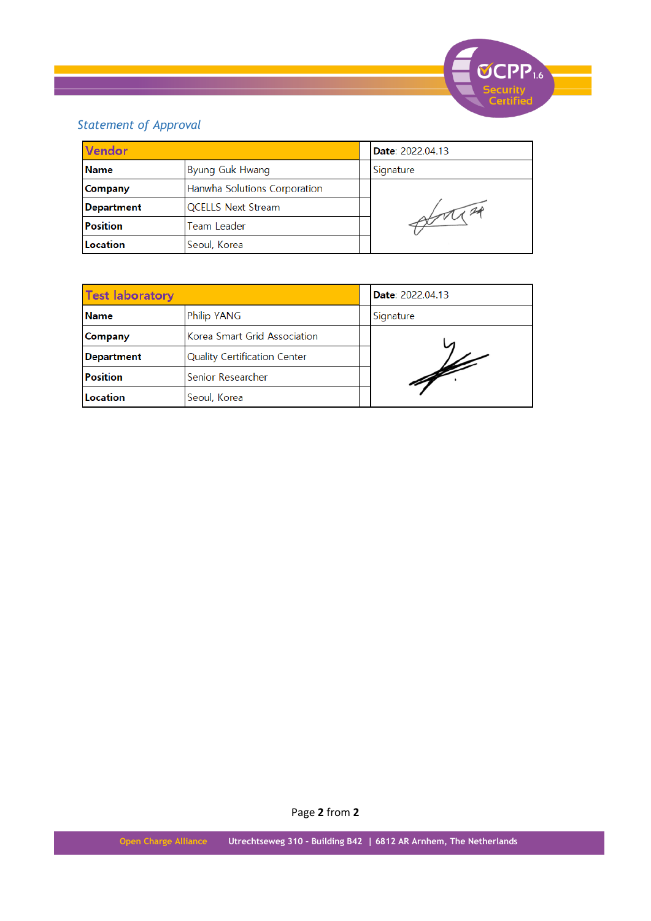*Statement of Approval*

| Vendor | | Date: 2022.04.13 |
|---|---|---|
| **Name** | Byung Guk Hwang | Signature |
| **Company** | Hanwha Solutions Corporation | |
| **Department** | QCELLS Next Stream | |
| **Position** | Team Leader | |
| **Location** | Seoul, Korea | |

| Test laboratory | | Date: 2022.04.13 |
|---|---|---|
| **Name** | Philip YANG | Signature |
| **Company** | Korea Smart Grid Association | |
| **Department** | Quality Certification Center | |
| **Position** | Senior Researcher | |
| **Location** | Seoul, Korea | |